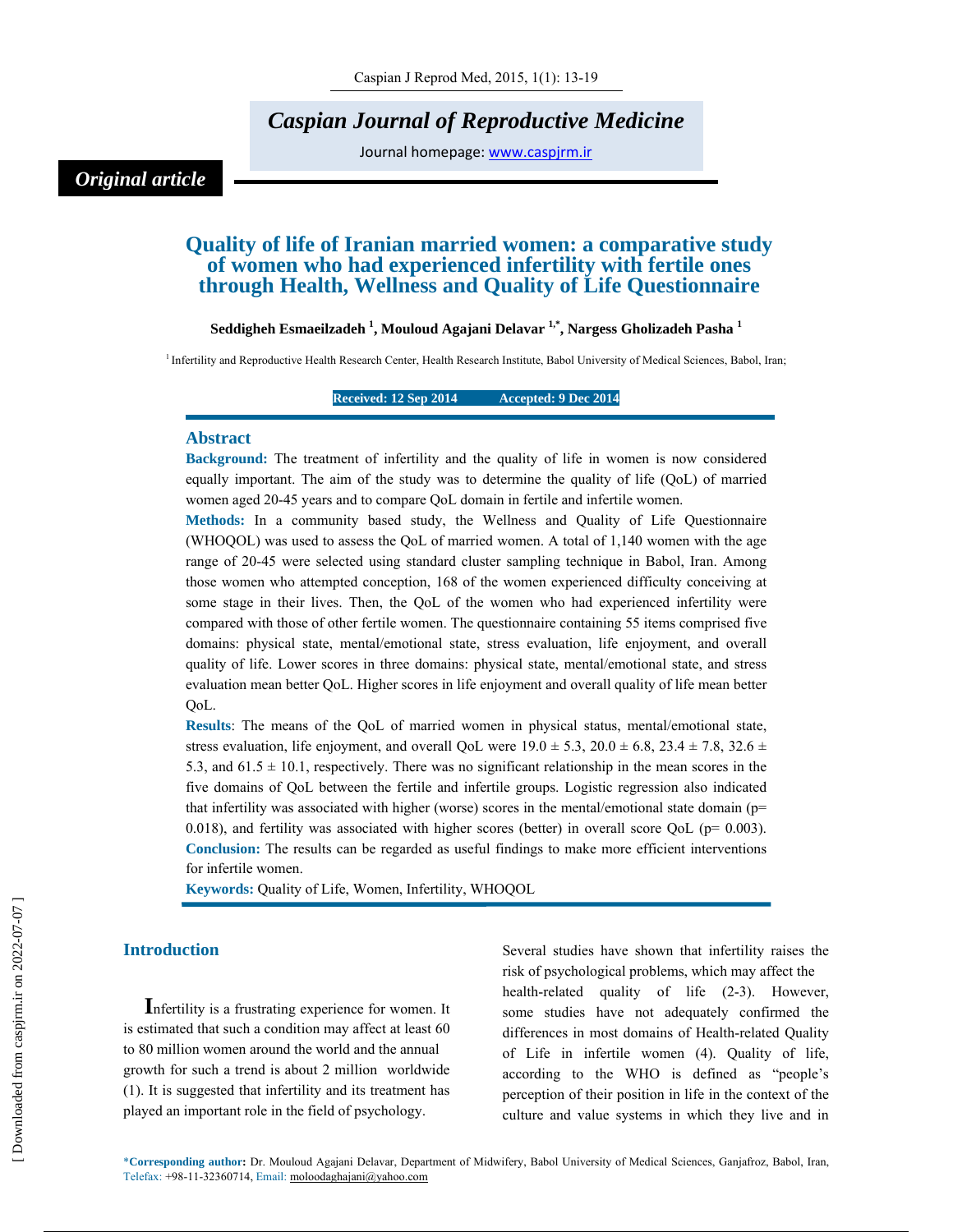Original article

# Quality of life of Iranian married women: a comparative study of women who had experienced infertility with fertile ones through Health, Wellness and Quality of Life Questionnaire

**Seddigheh Esmaeilzadeh [1], Mouloud Agajani Delavar [1,*], Nargess Gholizadeh Pasha [1]**

[1] Infertility and Reproductive Health Research Center, Health Research Institute, Babol University of Medical Sciences, Babol, Iran;

**Received: 12 Sep 2014 Accepted: 9 Dec 2014**

## Abstract

**Background:** The treatment of infertility and the quality of life in women is now considered equally important. The aim of the study was to determine the quality of life (QoL) of married women aged 20-45 years and to compare QoL domain in fertile and infertile women.

**Methods:** In a community based study, the Wellness and Quality of Life Questionnaire (WHOQOL) was used to assess the QoL of married women. A total of 1,140 women with the age range of 20-45 were selected using standard cluster sampling technique in Babol, Iran. Among those women who attempted conception, 168 of the women experienced difficulty conceiving at some stage in their lives. Then, the QoL of the women who had experienced infertility were compared with those of other fertile women. The questionnaire containing 55 items comprised five domains: physical state, mental/emotional state, stress evaluation, life enjoyment, and overall quality of life. Lower scores in three domains: physical state, mental/emotional state, and stress evaluation mean better QoL. Higher scores in life enjoyment and overall quality of life mean better QoL.

**Results**: The means of the QoL of married women in physical status, mental/emotional state, stress evaluation, life enjoyment, and overall QoL were 19.0 ± 5.3, 20.0 ± 6.8, 23.4 ± 7.8, 32.6 ± 5.3, and 61.5 ± 10.1, respectively. There was no significant relationship in the mean scores in the five domains of QoL between the fertile and infertile groups. Logistic regression also indicated that infertility was associated with higher (worse) scores in the mental/emotional state domain ($p= 0.018$), and fertility was associated with higher scores (better) in overall score QoL ($p= 0.003$).

**Conclusion:** The results can be regarded as useful findings to make more efficient interventions for infertile women.

**Keywords:** Quality of Life, Women, Infertility, WHOQOL

## Introduction

Infertility is a frustrating experience for women. It is estimated that such a condition may affect at least 60 to 80 million women around the world and the annual growth for such a trend is about 2 million worldwide (1). It is suggested that infertility and its treatment has played an important role in the field of psychology.

Several studies have shown that infertility raises the risk of psychological problems, which may affect the health-related quality of life (2-3). However, some studies have not adequately confirmed the differences in most domains of Health-related Quality of Life in infertile women (4). Quality of life, according to the WHO is defined as "people's perception of their position in life in the context of the culture and value systems in which they live and in

*Corresponding author: Dr. Mouloud Agajani Delavar, Department of Midwifery, Babol University of Medical Sciences, Ganjafroz, Babol, Iran, Telefax: +98-11-32360714, Email: moloodaghajani@yahoo.com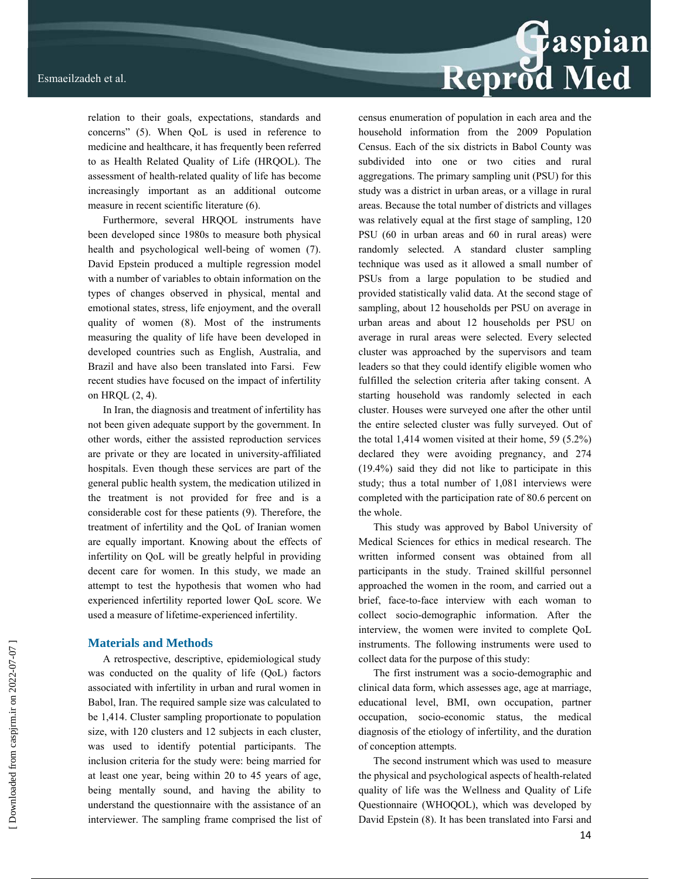relation to their goals, expectations, standards and concerns" (5). When QoL is used in reference to medicine and healthcare, it has frequently been referred to as Health Related Quality of Life (HRQOL). The assessment of health-related quality of life has become increasingly important as an additional outcome measure in recent scientific literature (6).

Furthermore, several HRQOL instruments have been developed since 1980s to measure both physical health and psychological well-being of women (7). David Epstein produced a multiple regression model with a number of variables to obtain information on the types of changes observed in physical, mental and emotional states, stress, life enjoyment, and the overall quality of women (8). Most of the instruments measuring the quality of life have been developed in developed countries such as English, Australia, and Brazil and have also been translated into Farsi. Few recent studies have focused on the impact of infertility on HRQL (2, 4).

In Iran, the diagnosis and treatment of infertility has not been given adequate support by the government. In other words, either the assisted reproduction services are private or they are located in university-affiliated hospitals. Even though these services are part of the general public health system, the medication utilized in the treatment is not provided for free and is a considerable cost for these patients (9). Therefore, the treatment of infertility and the QoL of Iranian women are equally important. Knowing about the effects of infertility on QoL will be greatly helpful in providing decent care for women. In this study, we made an attempt to test the hypothesis that women who had experienced infertility reported lower QoL score. We used a measure of lifetime-experienced infertility.

## Materials and Methods

A retrospective, descriptive, epidemiological study was conducted on the quality of life (QoL) factors associated with infertility in urban and rural women in Babol, Iran. The required sample size was calculated to be 1,414. Cluster sampling proportionate to population size, with 120 clusters and 12 subjects in each cluster, was used to identify potential participants. The inclusion criteria for the study were: being married for at least one year, being within 20 to 45 years of age, being mentally sound, and having the ability to understand the questionnaire with the assistance of an interviewer. The sampling frame comprised the list of census enumeration of population in each area and the household information from the 2009 Population Census. Each of the six districts in Babol County was subdivided into one or two cities and rural aggregations. The primary sampling unit (PSU) for this study was a district in urban areas, or a village in rural areas. Because the total number of districts and villages was relatively equal at the first stage of sampling, 120 PSU (60 in urban areas and 60 in rural areas) were randomly selected. A standard cluster sampling technique was used as it allowed a small number of PSUs from a large population to be studied and provided statistically valid data. At the second stage of sampling, about 12 households per PSU on average in urban areas and about 12 households per PSU on average in rural areas were selected. Every selected cluster was approached by the supervisors and team leaders so that they could identify eligible women who fulfilled the selection criteria after taking consent. A starting household was randomly selected in each cluster. Houses were surveyed one after the other until the entire selected cluster was fully surveyed. Out of the total 1,414 women visited at their home, 59 (5.2%) declared they were avoiding pregnancy, and 274 (19.4%) said they did not like to participate in this study; thus a total number of 1,081 interviews were completed with the participation rate of 80.6 percent on the whole.

This study was approved by Babol University of Medical Sciences for ethics in medical research. The written informed consent was obtained from all participants in the study. Trained skillful personnel approached the women in the room, and carried out a brief, face-to-face interview with each woman to collect socio-demographic information. After the interview, the women were invited to complete QoL instruments. The following instruments were used to collect data for the purpose of this study:

The first instrument was a socio-demographic and clinical data form, which assesses age, age at marriage, educational level, BMI, own occupation, partner occupation, socio-economic status, the medical diagnosis of the etiology of infertility, and the duration of conception attempts.

The second instrument which was used to measure the physical and psychological aspects of health-related quality of life was the Wellness and Quality of Life Questionnaire (WHOQOL), which was developed by David Epstein (8). It has been translated into Farsi and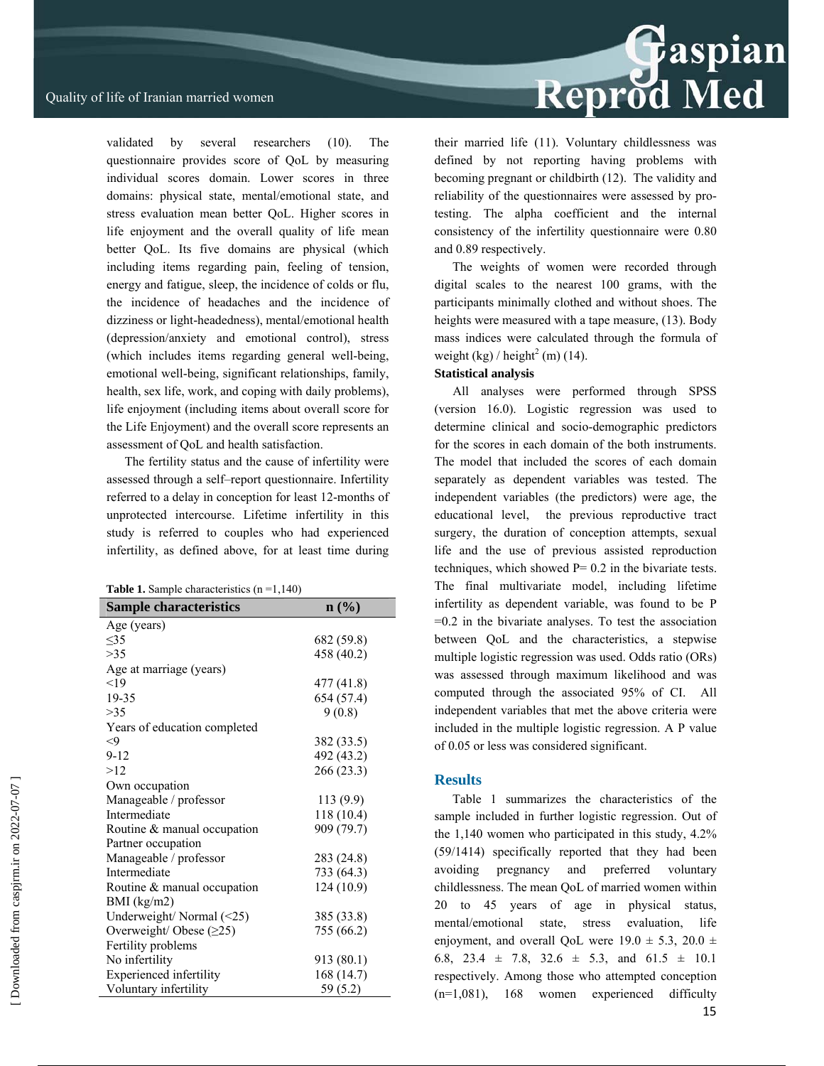validated by several researchers (10). The questionnaire provides score of QoL by measuring individual scores domain. Lower scores in three domains: physical state, mental/emotional state, and stress evaluation mean better QoL. Higher scores in life enjoyment and the overall quality of life mean better QoL. Its five domains are physical (which including items regarding pain, feeling of tension, energy and fatigue, sleep, the incidence of colds or flu, the incidence of headaches and the incidence of dizziness or light-headedness), mental/emotional health (depression/anxiety and emotional control), stress (which includes items regarding general well-being, emotional well-being, significant relationships, family, health, sex life, work, and coping with daily problems), life enjoyment (including items about overall score for the Life Enjoyment) and the overall score represents an assessment of QoL and health satisfaction.

The fertility status and the cause of infertility were assessed through a self–report questionnaire. Infertility referred to a delay in conception for least 12-months of unprotected intercourse. Lifetime infertility in this study is referred to couples who had experienced infertility, as defined above, for at least time during their married life (11). Voluntary childlessness was defined by not reporting having problems with becoming pregnant or childbirth (12). The validity and reliability of the questionnaires were assessed by pro-testing. The alpha coefficient and the internal consistency of the infertility questionnaire were 0.80 and 0.89 respectively.

The weights of women were recorded through digital scales to the nearest 100 grams, with the participants minimally clothed and without shoes. The heights were measured with a tape measure, (13). Body mass indices were calculated through the formula of weight (kg) / height$^2$ (m) (14).

**Table 1.** Sample characteristics (n =1,140)

| Sample characteristics | n (%) |
|---|---|
| Age (years) | |
| ≤35 | 682 (59.8) |
| >35 | 458 (40.2) |
| Age at marriage (years) | |
| <19 | 477 (41.8) |
| 19-35 | 654 (57.4) |
| >35 | 9 (0.8) |
| Years of education completed | |
| <9 | 382 (33.5) |
| 9-12 | 492 (43.2) |
| >12 | 266 (23.3) |
| Own occupation | |
| Manageable / professor | 113 (9.9) |
| Intermediate | 118 (10.4) |
| Routine & manual occupation | 909 (79.7) |
| Partner occupation | |
| Manageable / professor | 283 (24.8) |
| Intermediate | 733 (64.3) |
| Routine & manual occupation | 124 (10.9) |
| BMI (kg/m2) | |
| Underweight/ Normal (<25) | 385 (33.8) |
| Overweight/ Obese (≥25) | 755 (66.2) |
| Fertility problems | |
| No infertility | 913 (80.1) |
| Experienced infertility | 168 (14.7) |
| Voluntary infertility | 59 (5.2) |

**Statistical analysis**

All analyses were performed through SPSS (version 16.0). Logistic regression was used to determine clinical and socio-demographic predictors for the scores in each domain of the both instruments. The model that included the scores of each domain separately as dependent variables was tested. The independent variables (the predictors) were age, the educational level, the previous reproductive tract surgery, the duration of conception attempts, sexual life and the use of previous assisted reproduction techniques, which showed P= 0.2 in the bivariate tests. The final multivariate model, including lifetime infertility as dependent variable, was found to be P =0.2 in the bivariate analyses. To test the association between QoL and the characteristics, a stepwise multiple logistic regression was used. Odds ratio (ORs) was assessed through maximum likelihood and was computed through the associated 95% of CI. All independent variables that met the above criteria were included in the multiple logistic regression. A P value of 0.05 or less was considered significant.

## Results

Table 1 summarizes the characteristics of the sample included in further logistic regression. Out of the 1,140 women who participated in this study, 4.2% (59/1414) specifically reported that they had been avoiding pregnancy and preferred voluntary childlessness. The mean QoL of married women within 20 to 45 years of age in physical status, mental/emotional state, stress evaluation, life enjoyment, and overall QoL were 19.0 ± 5.3, 20.0 ± 6.8, 23.4 ± 7.8, 32.6 ± 5.3, and 61.5 ± 10.1 respectively. Among those who attempted conception (n=1,081), 168 women experienced difficulty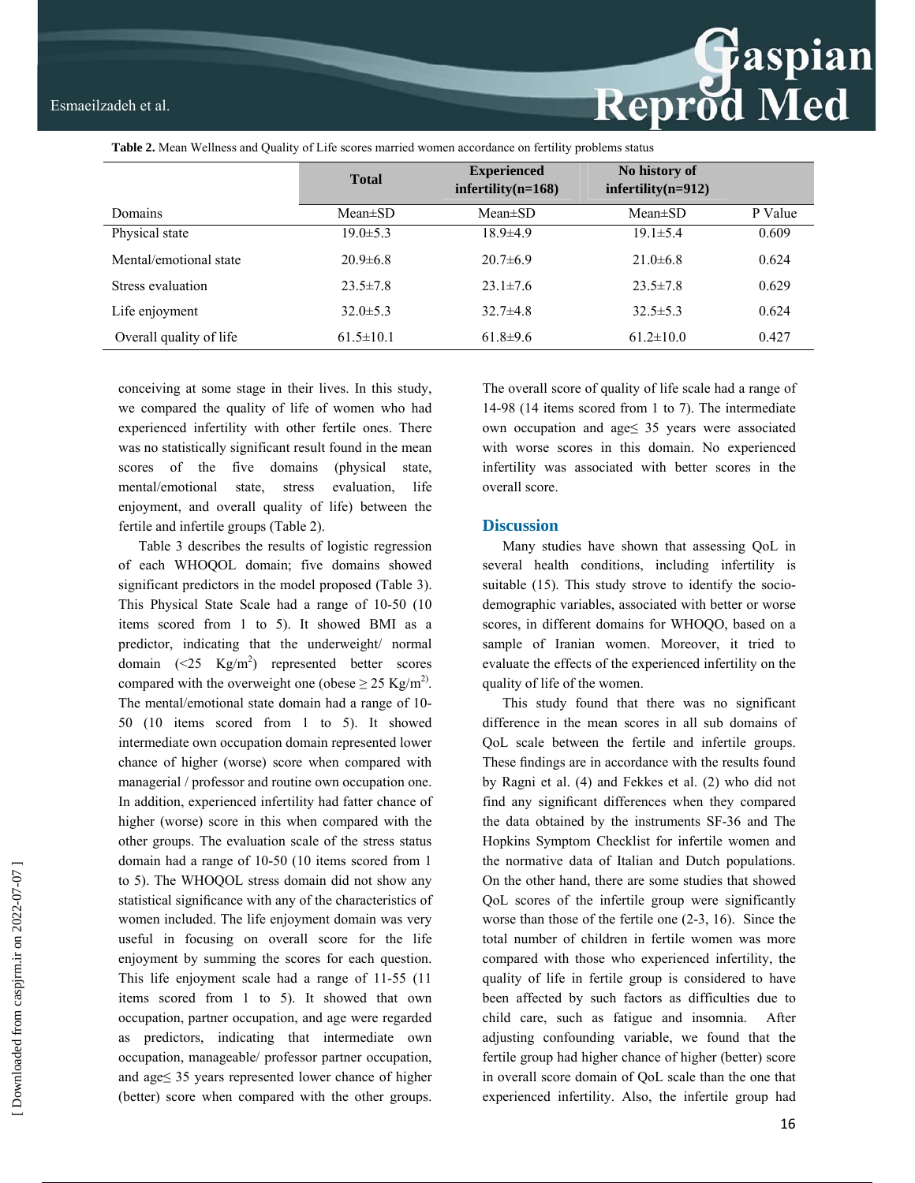**Table 2.** Mean Wellness and Quality of Life scores married women accordance on fertility problems status

| | Total | Experienced infertility(n=168) | No history of infertility(n=912) | |
|---|---|---|---|---|
| Domains | Mean±SD | Mean±SD | Mean±SD | P Value |
| Physical state | 19.0±5.3 | 18.9±4.9 | 19.1±5.4 | 0.609 |
| Mental/emotional state | 20.9±6.8 | 20.7±6.9 | 21.0±6.8 | 0.624 |
| Stress evaluation | 23.5±7.8 | 23.1±7.6 | 23.5±7.8 | 0.629 |
| Life enjoyment | 32.0±5.3 | 32.7±4.8 | 32.5±5.3 | 0.624 |
| Overall quality of life | 61.5±10.1 | 61.8±9.6 | 61.2±10.0 | 0.427 |

conceiving at some stage in their lives. In this study, we compared the quality of life of women who had experienced infertility with other fertile ones. There was no statistically significant result found in the mean scores of the five domains (physical state, mental/emotional state, stress evaluation, life enjoyment, and overall quality of life) between the fertile and infertile groups (Table 2).

Table 3 describes the results of logistic regression of each WHOQOL domain; five domains showed significant predictors in the model proposed (Table 3). This Physical State Scale had a range of 10-50 (10 items scored from 1 to 5). It showed BMI as a predictor, indicating that the underweight/ normal domain (<25 Kg/m$^2$) represented better scores compared with the overweight one (obese ≥ 25 Kg/m$^2$). The mental/emotional state domain had a range of 10-50 (10 items scored from 1 to 5). It showed intermediate own occupation domain represented lower chance of higher (worse) score when compared with managerial / professor and routine own occupation one. In addition, experienced infertility had fatter chance of higher (worse) score in this when compared with the other groups. The evaluation scale of the stress status domain had a range of 10-50 (10 items scored from 1 to 5). The WHOQOL stress domain did not show any statistical significance with any of the characteristics of women included. The life enjoyment domain was very useful in focusing on overall score for the life enjoyment by summing the scores for each question. This life enjoyment scale had a range of 11-55 (11 items scored from 1 to 5). It showed that own occupation, partner occupation, and age were regarded as predictors, indicating that intermediate own occupation, manageable/ professor partner occupation, and age≤ 35 years represented lower chance of higher (better) score when compared with the other groups. The overall score of quality of life scale had a range of 14-98 (14 items scored from 1 to 7). The intermediate own occupation and age≤ 35 years were associated with worse scores in this domain. No experienced infertility was associated with better scores in the overall score.

## Discussion

Many studies have shown that assessing QoL in several health conditions, including infertility is suitable (15). This study strove to identify the socio-demographic variables, associated with better or worse scores, in different domains for WHOQO, based on a sample of Iranian women. Moreover, it tried to evaluate the effects of the experienced infertility on the quality of life of the women.

This study found that there was no significant difference in the mean scores in all sub domains of QoL scale between the fertile and infertile groups. These findings are in accordance with the results found by Ragni et al. (4) and Fekkes et al. (2) who did not find any significant differences when they compared the data obtained by the instruments SF-36 and The Hopkins Symptom Checklist for infertile women and the normative data of Italian and Dutch populations. On the other hand, there are some studies that showed QoL scores of the infertile group were significantly worse than those of the fertile one (2-3, 16). Since the total number of children in fertile women was more compared with those who experienced infertility, the quality of life in fertile group is considered to have been affected by such factors as difficulties due to child care, such as fatigue and insomnia. After adjusting confounding variable, we found that the fertile group had higher chance of higher (better) score in overall score domain of QoL scale than the one that experienced infertility. Also, the infertile group had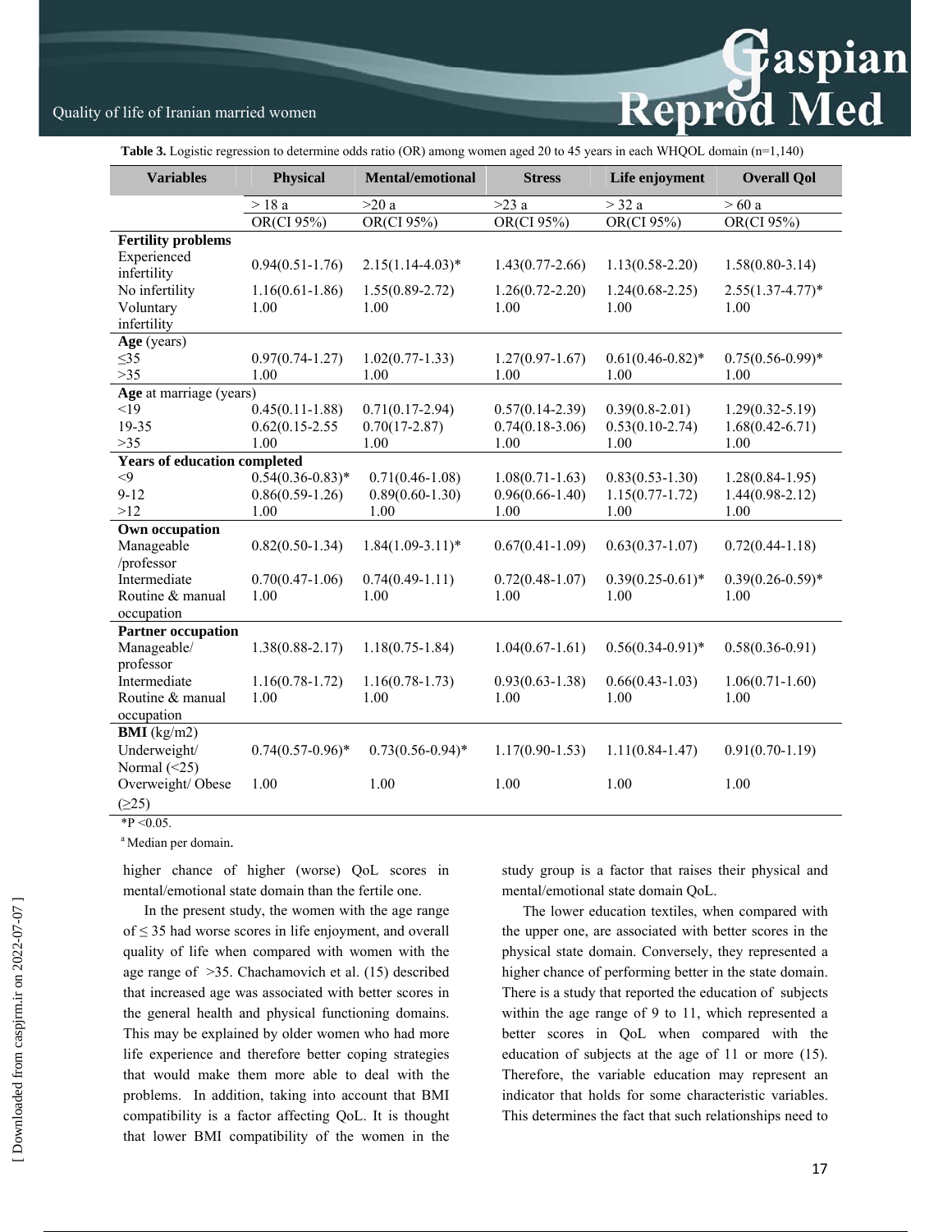**Table 3.** Logistic regression to determine odds ratio (OR) among women aged 20 to 45 years in each WHQOL domain (n=1,140)

| Variables | Physical | Mental/emotional | Stress | Life enjoyment | Overall Qol |
|---|---|---|---|---|---|
| | > 18 a | >20 a | >23 a | > 32 a | > 60 a |
| | OR(CI 95%) | OR(CI 95%) | OR(CI 95%) | OR(CI 95%) | OR(CI 95%) |
| **Fertility problems** | | | | | |
| Experienced infertility | 0.94(0.51-1.76) | 2.15(1.14-4.03)* | 1.43(0.77-2.66) | 1.13(0.58-2.20) | 1.58(0.80-3.14) |
| No infertility | 1.16(0.61-1.86) | 1.55(0.89-2.72) | 1.26(0.72-2.20) | 1.24(0.68-2.25) | 2.55(1.37-4.77)* |
| Voluntary infertility | 1.00 | 1.00 | 1.00 | 1.00 | 1.00 |
| **Age** (years) | | | | | |
| ≤35 | 0.97(0.74-1.27) | 1.02(0.77-1.33) | 1.27(0.97-1.67) | 0.61(0.46-0.82)* | 0.75(0.56-0.99)* |
| >35 | 1.00 | 1.00 | 1.00 | 1.00 | 1.00 |
| **Age** at marriage (years) | | | | | |
| <19 | 0.45(0.11-1.88) | 0.71(0.17-2.94) | 0.57(0.14-2.39) | 0.39(0.8-2.01) | 1.29(0.32-5.19) |
| 19-35 | 0.62(0.15-2.55 | 0.70(17-2.87) | 0.74(0.18-3.06) | 0.53(0.10-2.74) | 1.68(0.42-6.71) |
| >35 | 1.00 | 1.00 | 1.00 | 1.00 | 1.00 |
| **Years of education completed** | | | | | |
| <9 | 0.54(0.36-0.83)* | 0.71(0.46-1.08) | 1.08(0.71-1.63) | 0.83(0.53-1.30) | 1.28(0.84-1.95) |
| 9-12 | 0.86(0.59-1.26) | 0.89(0.60-1.30) | 0.96(0.66-1.40) | 1.15(0.77-1.72) | 1.44(0.98-2.12) |
| >12 | 1.00 | 1.00 | 1.00 | 1.00 | 1.00 |
| **Own occupation** | | | | | |
| Manageable /professor | 0.82(0.50-1.34) | 1.84(1.09-3.11)* | 0.67(0.41-1.09) | 0.63(0.37-1.07) | 0.72(0.44-1.18) |
| Intermediate | 0.70(0.47-1.06) | 0.74(0.49-1.11) | 0.72(0.48-1.07) | 0.39(0.25-0.61)* | 0.39(0.26-0.59)* |
| Routine & manual occupation | 1.00 | 1.00 | 1.00 | 1.00 | 1.00 |
| **Partner occupation** | | | | | |
| Manageable/ professor | 1.38(0.88-2.17) | 1.18(0.75-1.84) | 1.04(0.67-1.61) | 0.56(0.34-0.91)* | 0.58(0.36-0.91) |
| Intermediate | 1.16(0.78-1.72) | 1.16(0.78-1.73) | 0.93(0.63-1.38) | 0.66(0.43-1.03) | 1.06(0.71-1.60) |
| Routine & manual occupation | 1.00 | 1.00 | 1.00 | 1.00 | 1.00 |
| **BMI** (kg/m2) | | | | | |
| Underweight/ Normal (<25) | 0.74(0.57-0.96)* | 0.73(0.56-0.94)* | 1.17(0.90-1.53) | 1.11(0.84-1.47) | 0.91(0.70-1.19) |
| Overweight/ Obese (≥25) | 1.00 | 1.00 | 1.00 | 1.00 | 1.00 |

*P <0.05.

[a] Median per domain.

higher chance of higher (worse) QoL scores in mental/emotional state domain than the fertile one.

In the present study, the women with the age range of ≤ 35 had worse scores in life enjoyment, and overall quality of life when compared with women with the age range of >35. Chachamovich et al. (15) described that increased age was associated with better scores in the general health and physical functioning domains. This may be explained by older women who had more life experience and therefore better coping strategies that would make them more able to deal with the problems. In addition, taking into account that BMI compatibility is a factor affecting QoL. It is thought that lower BMI compatibility of the women in the study group is a factor that raises their physical and mental/emotional state domain QoL.

The lower education textiles, when compared with the upper one, are associated with better scores in the physical state domain. Conversely, they represented a higher chance of performing better in the state domain. There is a study that reported the education of subjects within the age range of 9 to 11, which represented a better scores in QoL when compared with the education of subjects at the age of 11 or more (15). Therefore, the variable education may represent an indicator that holds for some characteristic variables. This determines the fact that such relationships need to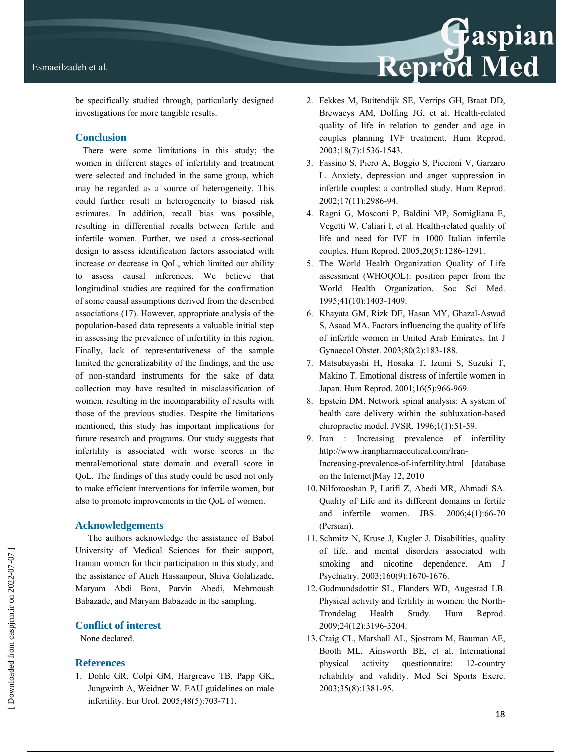be specifically studied through, particularly designed investigations for more tangible results.

## Conclusion

There were some limitations in this study; the women in different stages of infertility and treatment were selected and included in the same group, which may be regarded as a source of heterogeneity. This could further result in heterogeneity to biased risk estimates. In addition, recall bias was possible, resulting in differential recalls between fertile and infertile women. Further, we used a cross-sectional design to assess identification factors associated with increase or decrease in QoL, which limited our ability to assess causal inferences. We believe that longitudinal studies are required for the confirmation of some causal assumptions derived from the described associations (17). However, appropriate analysis of the population-based data represents a valuable initial step in assessing the prevalence of infertility in this region. Finally, lack of representativeness of the sample limited the generalizability of the findings, and the use of non-standard instruments for the sake of data collection may have resulted in misclassification of women, resulting in the incomparability of results with those of the previous studies. Despite the limitations mentioned, this study has important implications for future research and programs. Our study suggests that infertility is associated with worse scores in the mental/emotional state domain and overall score in QoL. The findings of this study could be used not only to make efficient interventions for infertile women, but also to promote improvements in the QoL of women.

## Acknowledgements

The authors acknowledge the assistance of Babol University of Medical Sciences for their support, Iranian women for their participation in this study, and the assistance of Atieh Hassanpour, Shiva Golalizade, Maryam Abdi Bora, Parvin Abedi, Mehrnoush Babazade, and Maryam Babazade in the sampling.

## Conflict of interest

None declared.

## References

1. Dohle GR, Colpi GM, Hargreave TB, Papp GK, Jungwirth A, Weidner W. EAU guidelines on male infertility. Eur Urol. 2005;48(5):703-711.
2. Fekkes M, Buitendijk SE, Verrips GH, Braat DD, Brewaeys AM, Dolfing JG, et al. Health-related quality of life in relation to gender and age in couples planning IVF treatment. Hum Reprod. 2003;18(7):1536-1543.
3. Fassino S, Piero A, Boggio S, Piccioni V, Garzaro L. Anxiety, depression and anger suppression in infertile couples: a controlled study. Hum Reprod. 2002;17(11):2986-94.
4. Ragni G, Mosconi P, Baldini MP, Somigliana E, Vegetti W, Caliari I, et al. Health-related quality of life and need for IVF in 1000 Italian infertile couples. Hum Reprod. 2005;20(5):1286-1291.
5. The World Health Organization Quality of Life assessment (WHOQOL): position paper from the World Health Organization. Soc Sci Med. 1995;41(10):1403-1409.
6. Khayata GM, Rizk DE, Hasan MY, Ghazal-Aswad S, Asaad MA. Factors influencing the quality of life of infertile women in United Arab Emirates. Int J Gynaecol Obstet. 2003;80(2):183-188.
7. Matsubayashi H, Hosaka T, Izumi S, Suzuki T, Makino T. Emotional distress of infertile women in Japan. Hum Reprod. 2001;16(5):966-969.
8. Epstein DM. Network spinal analysis: A system of health care delivery within the subluxation-based chiropractic model. JVSR. 1996;1(1):51-59.
9. Iran : Increasing prevalence of infertility http://www.iranpharmaceutical.com/Iran-Increasing-prevalence-of-infertility.html [database on the Internet]May 12, 2010
10. Nilforooshan P, Latifi Z, Abedi MR, Ahmadi SA. Quality of Life and its different domains in fertile and infertile women. JBS. 2006;4(1):66-70 (Persian).
11. Schmitz N, Kruse J, Kugler J. Disabilities, quality of life, and mental disorders associated with smoking and nicotine dependence. Am J Psychiatry. 2003;160(9):1670-1676.
12. Gudmundsdottir SL, Flanders WD, Augestad LB. Physical activity and fertility in women: the North-Trondelag Health Study. Hum Reprod. 2009;24(12):3196-3204.
13. Craig CL, Marshall AL, Sjostrom M, Bauman AE, Booth ML, Ainsworth BE, et al. International physical activity questionnaire: 12-country reliability and validity. Med Sci Sports Exerc. 2003;35(8):1381-95.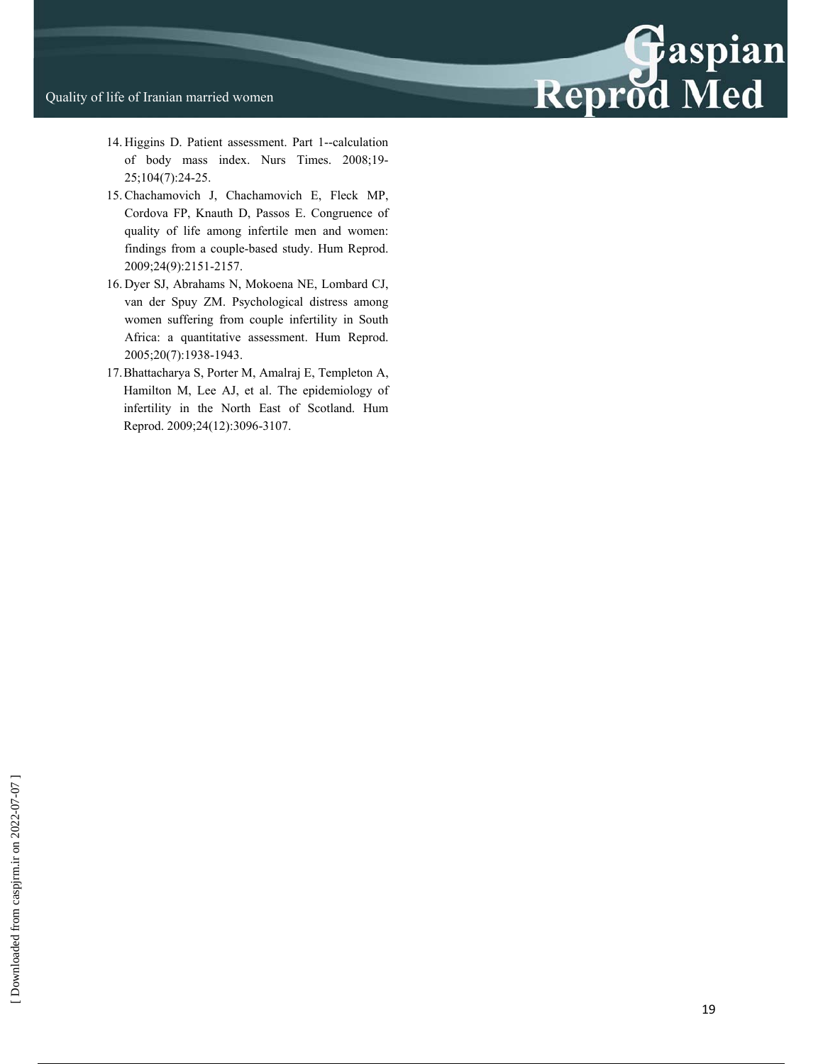14. Higgins D. Patient assessment. Part 1--calculation of body mass index. Nurs Times. 2008;19-25;104(7):24-25.
15. Chachamovich J, Chachamovich E, Fleck MP, Cordova FP, Knauth D, Passos E. Congruence of quality of life among infertile men and women: findings from a couple-based study. Hum Reprod. 2009;24(9):2151-2157.
16. Dyer SJ, Abrahams N, Mokoena NE, Lombard CJ, van der Spuy ZM. Psychological distress among women suffering from couple infertility in South Africa: a quantitative assessment. Hum Reprod. 2005;20(7):1938-1943.
17. Bhattacharya S, Porter M, Amalraj E, Templeton A, Hamilton M, Lee AJ, et al. The epidemiology of infertility in the North East of Scotland. Hum Reprod. 2009;24(12):3096-3107.